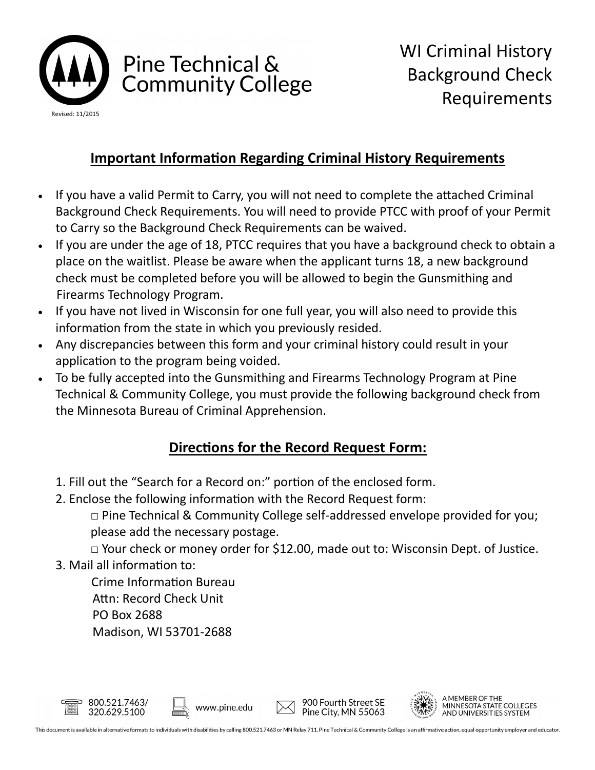Pine Technical & Community College

Revised: 11/2015

# WI Criminal History Background Check Requirements

## Important Information Regarding Criminal History Requirements

- If you have a valid Permit to Carry, you will not need to complete the attached Criminal Background Check Requirements. You will need to provide PTCC with proof of your Permit to Carry so the Background Check Requirements can be waived.
- If you are under the age of 18, PTCC requires that you have a background check to obtain a place on the waitlist. Please be aware when the applicant turns 18, a new background check must be completed before you will be allowed to begin the Gunsmithing and Firearms Technology Program.
- If you have not lived in Wisconsin for one full year, you will also need to provide this information from the state in which you previously resided.
- Any discrepancies between this form and your criminal history could result in your application to the program being voided.
- To be fully accepted into the Gunsmithing and Firearms Technology Program at Pine Technical & Community College, you must provide the following background check from the Minnesota Bureau of Criminal Apprehension.

## Directions for the Record Request Form:

1. Fill out the "Search for a Record on:" portion of the enclosed form.
2. Enclose the following information with the Record Request form:
   - □ Pine Technical & Community College self-addressed envelope provided for you; please add the necessary postage.
   - □ Your check or money order for $12.00, made out to: Wisconsin Dept. of Justice.
3. Mail all information to:

   Crime Information Bureau  
   Attn: Record Check Unit  
   PO Box 2688  
   Madison, WI 53701-2688

800.521.7463/ 320.629.5100 | www.pine.edu | 900 Fourth Street SE Pine City, MN 55063 | A MEMBER OF THE MINNESOTA STATE COLLEGES AND UNIVERSITIES SYSTEM

This document is available in alternative formats to individuals with disabilities by calling 800.521.7463 or MN Relay 711. Pine Technical & Community College is an affirmative action, equal opportunity employer and educator.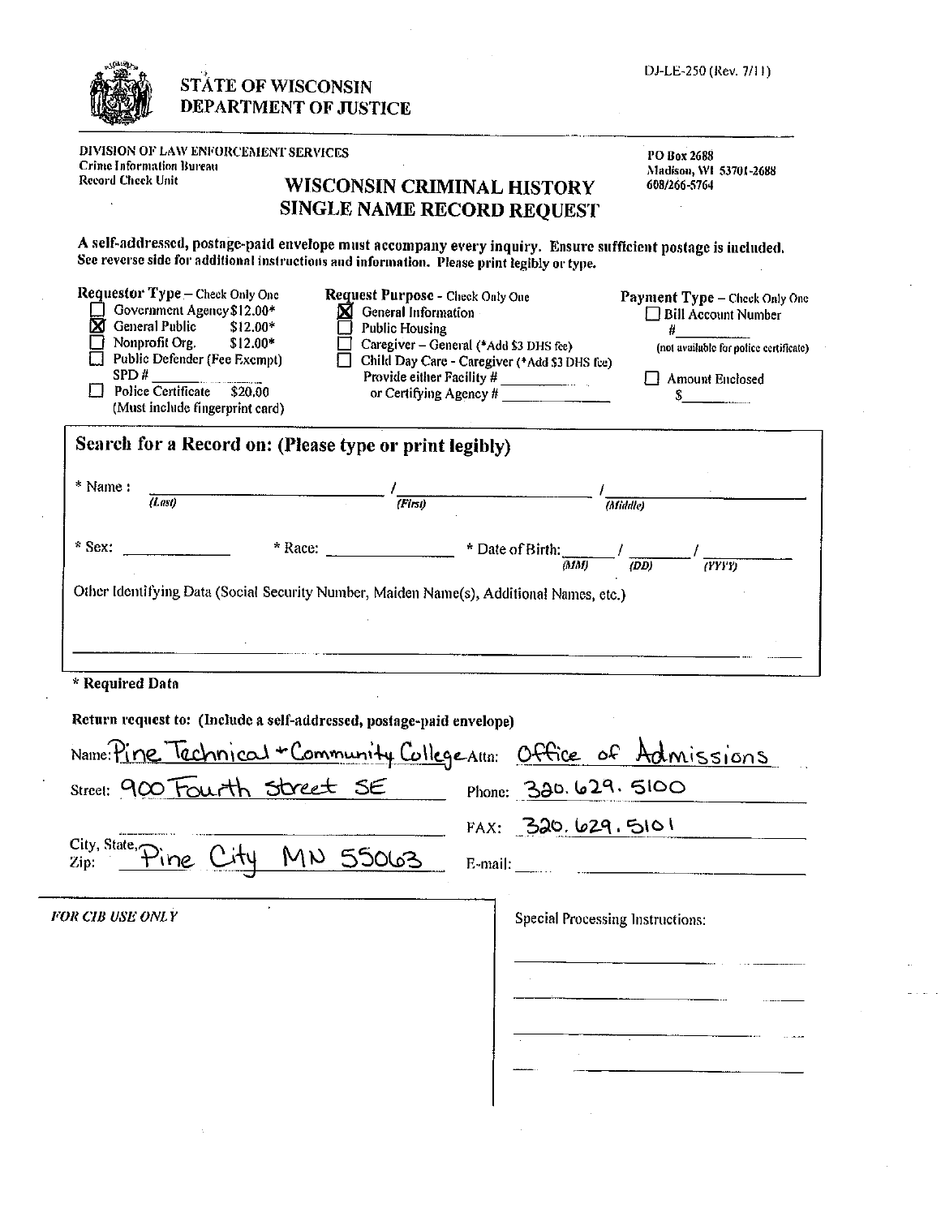STATE OF WISCONSIN
DEPARTMENT OF JUSTICE

DJ-LE-250 (Rev. 7/11)

DIVISION OF LAW ENFORCEMENT SERVICES
Crime Information Bureau
Record Check Unit

PO Box 2688
Madison, WI 53701-2688
608/266-5764

# WISCONSIN CRIMINAL HISTORY SINGLE NAME RECORD REQUEST

**A self-addressed, postage-paid envelope must accompany every inquiry. Ensure sufficient postage is included. See reverse side for additional instructions and information. Please print legibly or type.**

**Requestor Type** – Check Only One
- ☐ Government Agency $12.00*
- ☒ General Public $12.00*
- ☐ Nonprofit Org. $12.00*
- ☐ Public Defender (Fee Exempt)
  SPD # ________
- ☐ Police Certificate $20.00
  (Must include fingerprint card)

**Request Purpose** - Check Only One
- ☒ General Information
- ☐ Public Housing
- ☐ Caregiver – General (*Add $3 DHS fee)
- ☐ Child Day Care - Caregiver (*Add $3 DHS fee)
  Provide either Facility # ________
  or Certifying Agency # ________

**Payment Type** – Check Only One
- ☐ Bill Account Number
  # ________
  (not available for police certificate)
- ☐ Amount Enclosed
  $ ________

## Search for a Record on: (Please type or print legibly)

\* Name: ________ (Last) / ________ (First) / ________ (Middle)

\* Sex: ________ \* Race: ________ \* Date of Birth: ____ (MM) / ____ (DD) / ____ (YYYY)

Other Identifying Data (Social Security Number, Maiden Name(s), Additional Names, etc.)

________________________________________

**\* Required Data**

**Return request to: (Include a self-addressed, postage-paid envelope)**

Name: Pine Technical + Community College Attn: Office of Admissions

Street: 900 Fourth Street SE Phone: 320.629.5100

FAX: 320.629.5101

City, State, Zip: Pine City MN 55063 E-mail: ________

*FOR CIB USE ONLY*

Special Processing Instructions: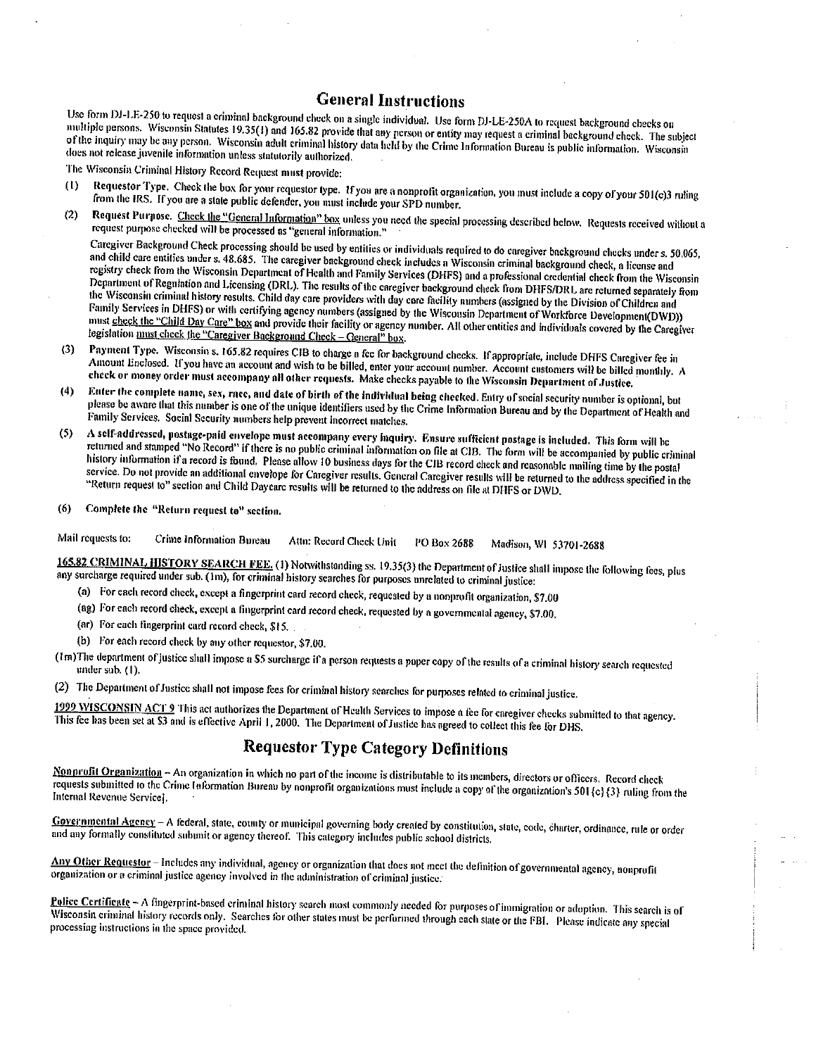## General Instructions

Use form DJ-LE-250 to request a criminal background check on a single individual. Use form DJ-LE-250A to request background checks on multiple persons. Wisconsin Statutes 19.35(1) and 165.82 provide that any person or entity may request a criminal background check. The subject of the inquiry may be any person. Wisconsin adult criminal history data held by the Crime Information Bureau is public information. Wisconsin does not release juvenile information unless statutorily authorized.

The Wisconsin Criminal History Record Request **must** provide:

(1) **Requestor Type.** Check the box for your requestor type. If you are a nonprofit organization, you must include a copy of your 501(c)3 ruling from the IRS. If you are a state public defender, you must include your SPD number.

(2) **Request Purpose.** Check the "General Information" box unless you need the special processing described below. Requests received without a request purpose checked will be processed as "general information."

Caregiver Background Check processing should be used by entities or individuals required to do caregiver background checks under s. 50.065, and child care entities under s. 48.685. The caregiver background check includes a Wisconsin criminal background check, a license and registry check from the Wisconsin Department of Health and Family Services (DHFS) and a professional credential check from the Wisconsin Department of Regulation and Licensing (DRL). The results of the caregiver background check from DHFS/DRL are returned separately from the Wisconsin criminal history results. Child day care providers with day care facility numbers (assigned by the Division of Children and Family Services in DHFS) or with certifying agency numbers (assigned by the Wisconsin Department of Workforce Development(DWD)) must check the "Child Day Care" box and provide their facility or agency number. All other entities and individuals covered by the Caregiver legislation must check the "Caregiver Background Check – General" box.

(3) **Payment Type.** Wisconsin s. 165.82 requires CIB to charge a fee for background checks. If appropriate, include DHFS Caregiver fee in Amount Enclosed. If you have an account and wish to be billed, enter your account number. Account customers will be billed monthly. **A check or money order must accompany all other requests. Make checks payable to the Wisconsin Department of Justice.**

(4) **Enter the complete name, sex, race, and date of birth of the individual being checked.** Entry of social security number is optional, but please be aware that this number is one of the unique identifiers used by the Crime Information Bureau and by the Department of Health and Family Services. Social Security numbers help prevent incorrect matches.

(5) **A self-addressed, postage-paid envelope must accompany every inquiry. Ensure sufficient postage is included.** This form will be returned and stamped "No Record" if there is no public criminal information on file at CIB. The form will be accompanied by public criminal history information if a record is found. Please allow 10 business days for the CIB record check and reasonable mailing time by the postal service. Do not provide an additional envelope for Caregiver results. General Caregiver results will be returned to the address specified in the "Return request to" section and Child Daycare results will be returned to the address on file at DHFS or DWD.

(6) **Complete the "Return request to" section.**

Mail requests to: Crime Information Bureau Attn: Record Check Unit PO Box 2688 Madison, WI 53701-2688

**165.82 CRIMINAL HISTORY SEARCH FEE.** (1) Notwithstanding ss. 19.35(3) the Department of Justice shall impose the following fees, plus any surcharge required under sub. (1m), for criminal history searches for purposes unrelated to criminal justice:

(a) For each record check, except a fingerprint card record check, requested by a nonprofit organization, $7.00

(ag) For each record check, except a fingerprint card record check, requested by a governmental agency, $7.00.

(ar) For each fingerprint card record check, $15.

(b) For each record check by any other requestor, $7.00.

(1m) The department of justice shall impose a $5 surcharge if a person requests a paper copy of the results of a criminal history search requested under sub. (1).

(2) The Department of Justice shall not impose fees for criminal history searches for purposes related to criminal justice.

**1999 WISCONSIN ACT 9** This act authorizes the Department of Health Services to impose a fee for caregiver checks submitted to that agency. This fee has been set at $3 and is effective April 1, 2000. The Department of Justice has agreed to collect this fee for DHS.

## Requestor Type Category Definitions

Nonprofit Organization – An organization in which no part of the income is distributable to its members, directors or officers. Record check requests submitted to the Crime Information Bureau by nonprofit organizations must include a copy of the organization's 501{c}{3} ruling from the Internal Revenue Service].

Governmental Agency – A federal, state, county or municipal governing body created by constitution, state, code, charter, ordinance, rule or order and any formally constituted subunit or agency thereof. This category includes public school districts.

Any Other Requestor – Includes any individual, agency or organization that does not meet the definition of governmental agency, nonprofit organization or a criminal justice agency involved in the administration of criminal justice.

Police Certificate – A fingerprint-based criminal history search most commonly needed for purposes of immigration or adoption. This search is of Wisconsin criminal history records only. Searches for other states must be performed through each state or the FBI. Please indicate any special processing instructions in the space provided.